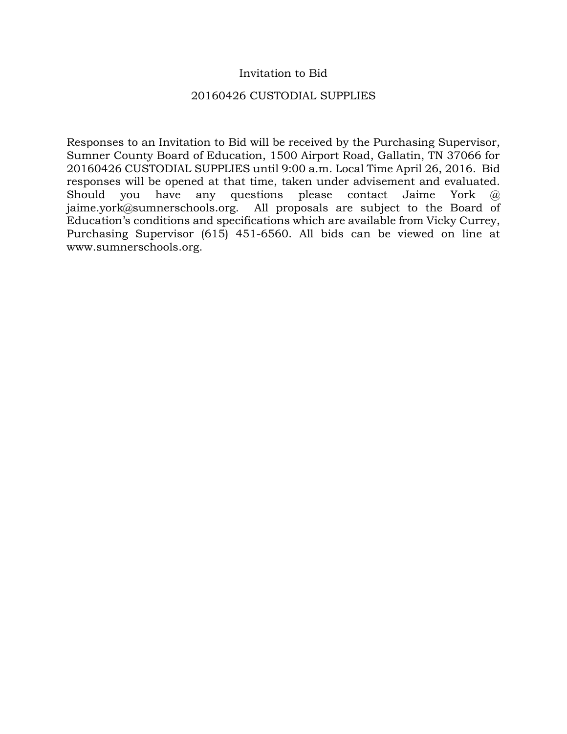# Invitation to Bid

## 20160426 CUSTODIAL SUPPLIES

Responses to an Invitation to Bid will be received by the Purchasing Supervisor, Sumner County Board of Education, 1500 Airport Road, Gallatin, TN 37066 for 20160426 CUSTODIAL SUPPLIES until 9:00 a.m. Local Time April 26, 2016. Bid responses will be opened at that time, taken under advisement and evaluated. Should you have any questions please contact Jaime York @ jaime.york@sumnerschools.org. All proposals are subject to the Board of Education's conditions and specifications which are available from Vicky Currey, Purchasing Supervisor (615) 451-6560. All bids can be viewed on line at www.sumnerschools.org.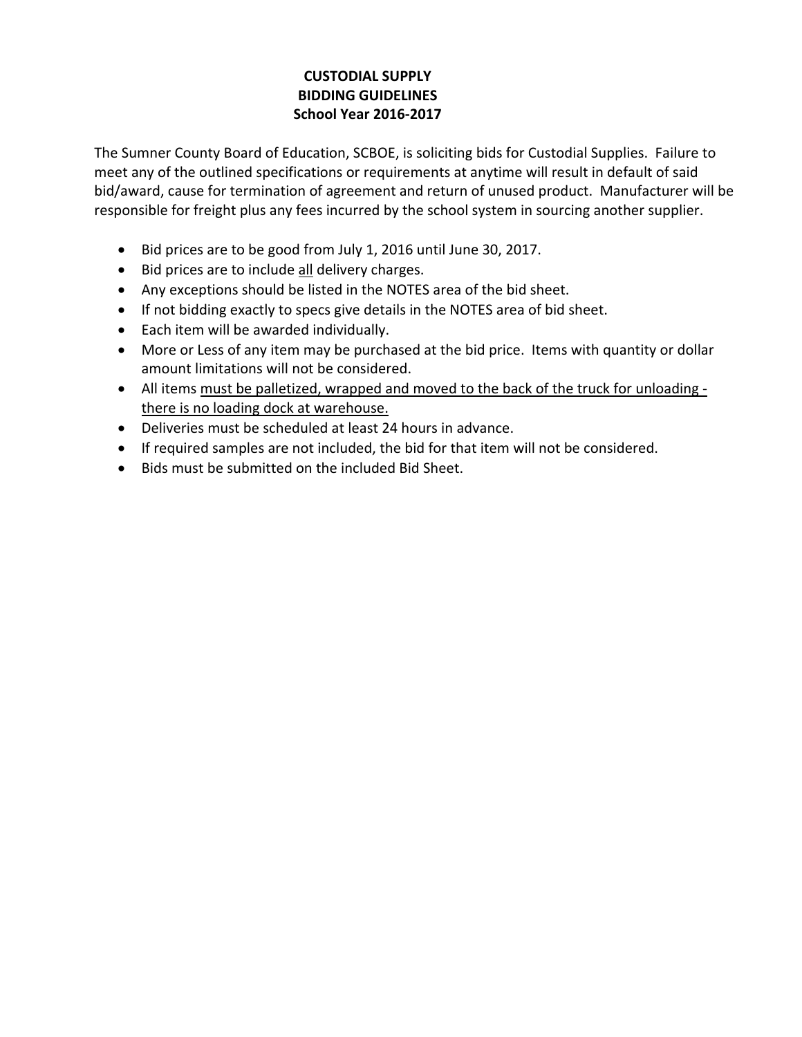# CUSTODIAL SUPPLY
# BIDDING GUIDELINES
# School Year 2016-2017

The Sumner County Board of Education, SCBOE, is soliciting bids for Custodial Supplies. Failure to meet any of the outlined specifications or requirements at anytime will result in default of said bid/award, cause for termination of agreement and return of unused product. Manufacturer will be responsible for freight plus any fees incurred by the school system in sourcing another supplier.

- Bid prices are to be good from July 1, 2016 until June 30, 2017.
- Bid prices are to include <u>all</u> delivery charges.
- Any exceptions should be listed in the NOTES area of the bid sheet.
- If not bidding exactly to specs give details in the NOTES area of bid sheet.
- Each item will be awarded individually.
- More or Less of any item may be purchased at the bid price. Items with quantity or dollar amount limitations will not be considered.
- All items <u>must be palletized, wrapped and moved to the back of the truck for unloading - there is no loading dock at warehouse.</u>
- Deliveries must be scheduled at least 24 hours in advance.
- If required samples are not included, the bid for that item will not be considered.
- Bids must be submitted on the included Bid Sheet.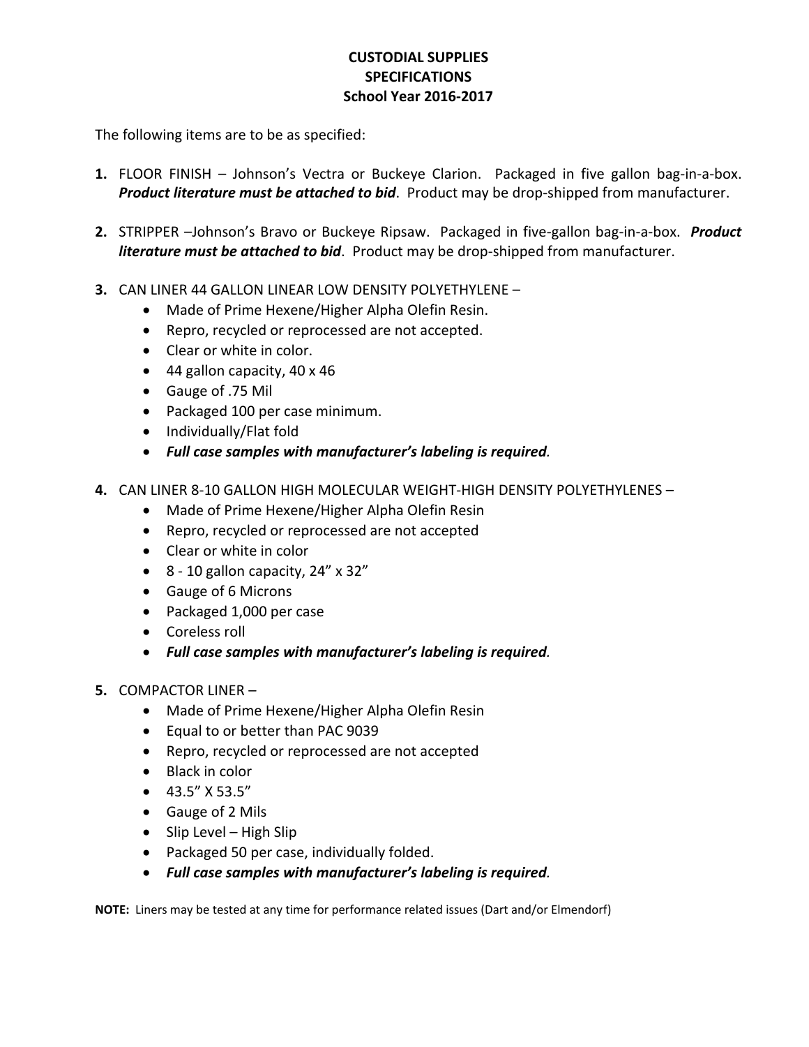# CUSTODIAL SUPPLIES
## SPECIFICATIONS
### School Year 2016-2017

The following items are to be as specified:

1. FLOOR FINISH – Johnson's Vectra or Buckeye Clarion. Packaged in five gallon bag-in-a-box. ***Product literature must be attached to bid***. Product may be drop-shipped from manufacturer.

2. STRIPPER –Johnson's Bravo or Buckeye Ripsaw. Packaged in five-gallon bag-in-a-box. ***Product literature must be attached to bid***. Product may be drop-shipped from manufacturer.

3. CAN LINER 44 GALLON LINEAR LOW DENSITY POLYETHYLENE –
   - Made of Prime Hexene/Higher Alpha Olefin Resin.
   - Repro, recycled or reprocessed are not accepted.
   - Clear or white in color.
   - 44 gallon capacity, 40 x 46
   - Gauge of .75 Mil
   - Packaged 100 per case minimum.
   - Individually/Flat fold
   - ***Full case samples with manufacturer's labeling is required***.

4. CAN LINER 8-10 GALLON HIGH MOLECULAR WEIGHT-HIGH DENSITY POLYETHYLENES –
   - Made of Prime Hexene/Higher Alpha Olefin Resin
   - Repro, recycled or reprocessed are not accepted
   - Clear or white in color
   - 8 - 10 gallon capacity, 24" x 32"
   - Gauge of 6 Microns
   - Packaged 1,000 per case
   - Coreless roll
   - ***Full case samples with manufacturer's labeling is required***.

5. COMPACTOR LINER –
   - Made of Prime Hexene/Higher Alpha Olefin Resin
   - Equal to or better than PAC 9039
   - Repro, recycled or reprocessed are not accepted
   - Black in color
   - 43.5" X 53.5"
   - Gauge of 2 Mils
   - Slip Level – High Slip
   - Packaged 50 per case, individually folded.
   - ***Full case samples with manufacturer's labeling is required***.

**NOTE:** Liners may be tested at any time for performance related issues (Dart and/or Elmendorf)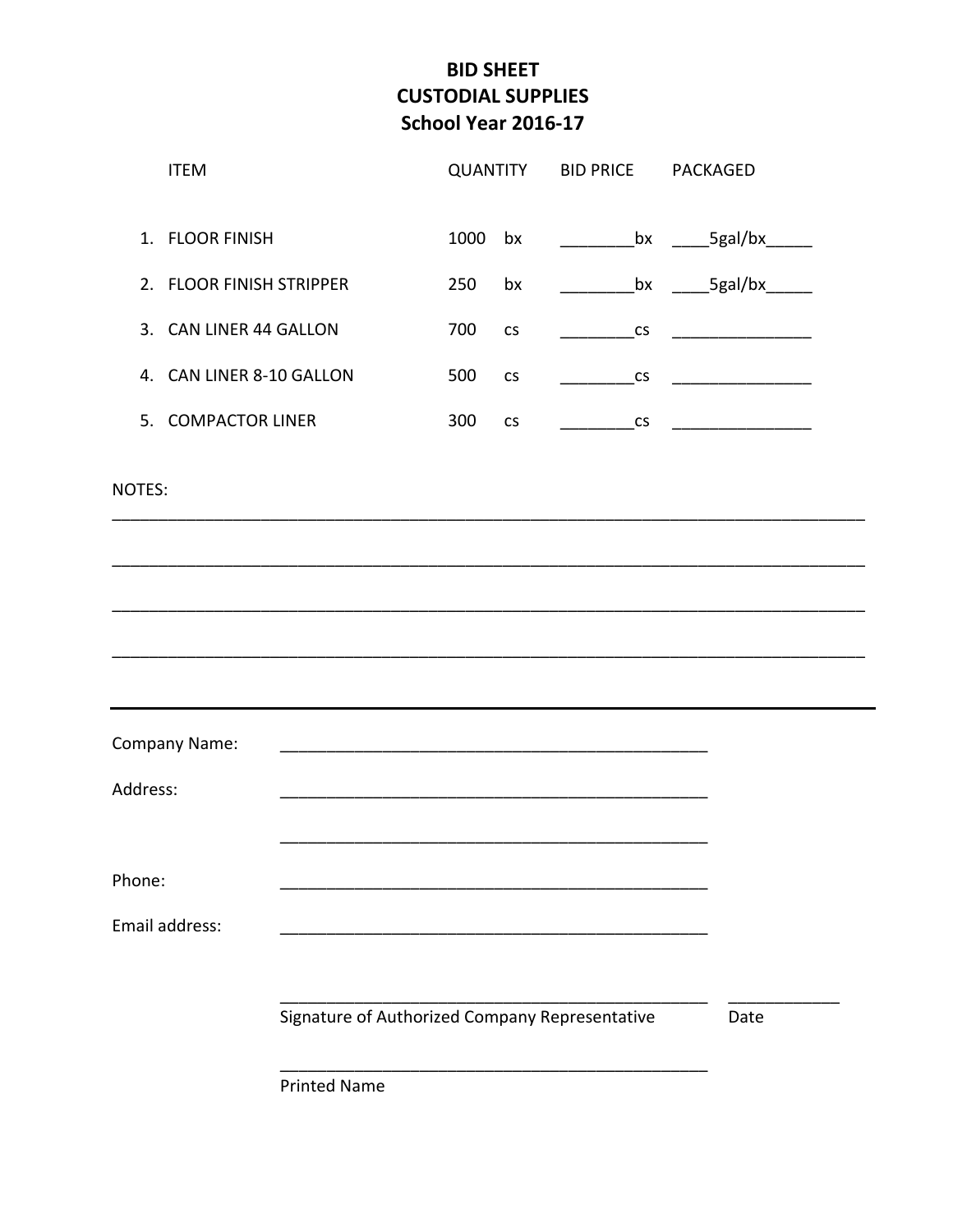# BID SHEET
# CUSTODIAL SUPPLIES
# School Year 2016-17

| ITEM | QUANTITY | | BID PRICE | PACKAGED |
|---|---|---|---|---|
| 1. FLOOR FINISH | 1000 | bx | ________bx | ____5gal/bx_____ |
| 2. FLOOR FINISH STRIPPER | 250 | bx | ________bx | ____5gal/bx_____ |
| 3. CAN LINER 44 GALLON | 700 | cs | ________cs | _______________ |
| 4. CAN LINER 8-10 GALLON | 500 | cs | ________cs | _______________ |
| 5. COMPACTOR LINER | 300 | cs | ________cs | _______________ |

NOTES:

_______________________________________________________________________________

_______________________________________________________________________________

_______________________________________________________________________________

_______________________________________________________________________________

---

Company Name: _______________________________________________

Address: _______________________________________________

_______________________________________________

Phone: _______________________________________________

Email address: _______________________________________________

_______________________________________________ ____________

Signature of Authorized Company Representative Date

_______________________________________________

Printed Name